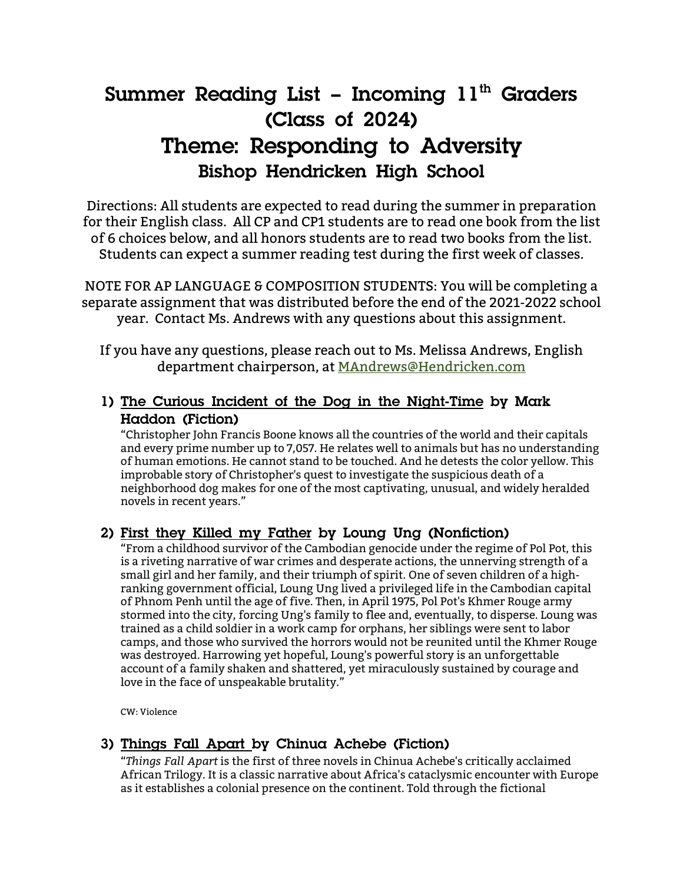# Summer Reading List – Incoming 11th Graders (Class of 2024)

# Theme: Responding to Adversity

## Bishop Hendricken High School

Directions: All students are expected to read during the summer in preparation for their English class. All CP and CP1 students are to read one book from the list of 6 choices below, and all honors students are to read two books from the list. Students can expect a summer reading test during the first week of classes.

NOTE FOR AP LANGUAGE & COMPOSITION STUDENTS: You will be completing a separate assignment that was distributed before the end of the 2021-2022 school year. Contact Ms. Andrews with any questions about this assignment.

If you have any questions, please reach out to Ms. Melissa Andrews, English department chairperson, at MAndrews@Hendricken.com

### 1) The Curious Incident of the Dog in the Night-Time by Mark Haddon (Fiction)

"Christopher John Francis Boone knows all the countries of the world and their capitals and every prime number up to 7,057. He relates well to animals but has no understanding of human emotions. He cannot stand to be touched. And he detests the color yellow. This improbable story of Christopher's quest to investigate the suspicious death of a neighborhood dog makes for one of the most captivating, unusual, and widely heralded novels in recent years."

### 2) First they Killed my Father by Loung Ung (Nonfiction)

"From a childhood survivor of the Cambodian genocide under the regime of Pol Pot, this is a riveting narrative of war crimes and desperate actions, the unnerving strength of a small girl and her family, and their triumph of spirit. One of seven children of a high-ranking government official, Loung Ung lived a privileged life in the Cambodian capital of Phnom Penh until the age of five. Then, in April 1975, Pol Pot's Khmer Rouge army stormed into the city, forcing Ung's family to flee and, eventually, to disperse. Loung was trained as a child soldier in a work camp for orphans, her siblings were sent to labor camps, and those who survived the horrors would not be reunited until the Khmer Rouge was destroyed. Harrowing yet hopeful, Loung's powerful story is an unforgettable account of a family shaken and shattered, yet miraculously sustained by courage and love in the face of unspeakable brutality."

CW: Violence

### 3) Things Fall Apart by Chinua Achebe (Fiction)

"*Things Fall Apart* is the first of three novels in Chinua Achebe's critically acclaimed African Trilogy. It is a classic narrative about Africa's cataclysmic encounter with Europe as it establishes a colonial presence on the continent. Told through the fictional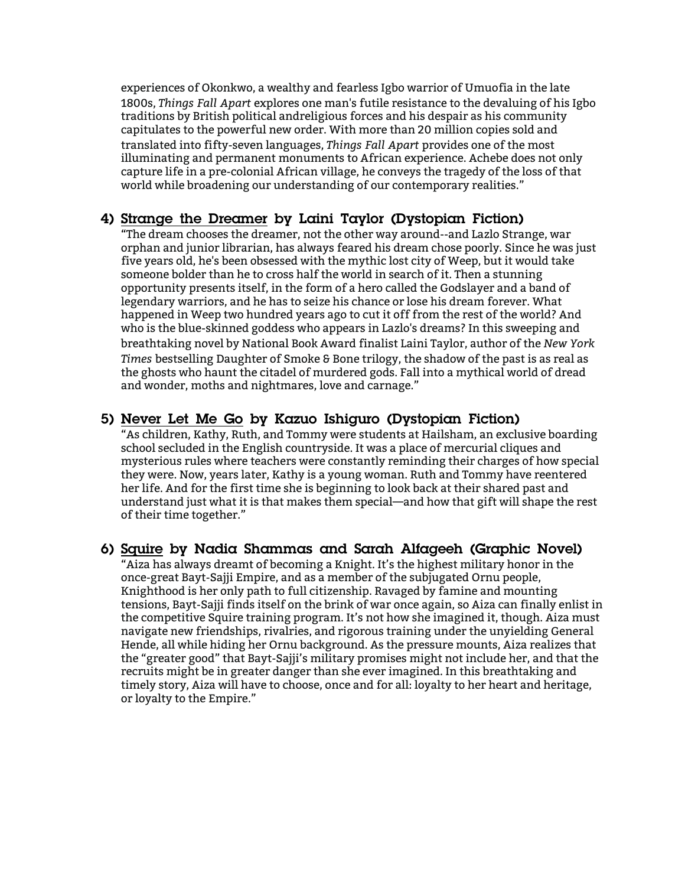experiences of Okonkwo, a wealthy and fearless Igbo warrior of Umuofia in the late 1800s, *Things Fall Apart* explores one man's futile resistance to the devaluing of his Igbo traditions by British political andreligious forces and his despair as his community capitulates to the powerful new order. With more than 20 million copies sold and translated into fifty-seven languages, *Things Fall Apart* provides one of the most illuminating and permanent monuments to African experience. Achebe does not only capture life in a pre-colonial African village, he conveys the tragedy of the loss of that world while broadening our understanding of our contemporary realities."

### 4) Strange the Dreamer by Laini Taylor (Dystopian Fiction)

"The dream chooses the dreamer, not the other way around--and Lazlo Strange, war orphan and junior librarian, has always feared his dream chose poorly. Since he was just five years old, he's been obsessed with the mythic lost city of Weep, but it would take someone bolder than he to cross half the world in search of it. Then a stunning opportunity presents itself, in the form of a hero called the Godslayer and a band of legendary warriors, and he has to seize his chance or lose his dream forever. What happened in Weep two hundred years ago to cut it off from the rest of the world? And who is the blue-skinned goddess who appears in Lazlo's dreams? In this sweeping and breathtaking novel by National Book Award finalist Laini Taylor, author of the *New York Times* bestselling Daughter of Smoke & Bone trilogy, the shadow of the past is as real as the ghosts who haunt the citadel of murdered gods. Fall into a mythical world of dread and wonder, moths and nightmares, love and carnage."

### 5) Never Let Me Go by Kazuo Ishiguro (Dystopian Fiction)

"As children, Kathy, Ruth, and Tommy were students at Hailsham, an exclusive boarding school secluded in the English countryside. It was a place of mercurial cliques and mysterious rules where teachers were constantly reminding their charges of how special they were. Now, years later, Kathy is a young woman. Ruth and Tommy have reentered her life. And for the first time she is beginning to look back at their shared past and understand just what it is that makes them special—and how that gift will shape the rest of their time together."

### 6) Squire by Nadia Shammas and Sarah Alfageeh (Graphic Novel)

"Aiza has always dreamt of becoming a Knight. It's the highest military honor in the once-great Bayt-Sajji Empire, and as a member of the subjugated Ornu people, Knighthood is her only path to full citizenship. Ravaged by famine and mounting tensions, Bayt-Sajji finds itself on the brink of war once again, so Aiza can finally enlist in the competitive Squire training program. It's not how she imagined it, though. Aiza must navigate new friendships, rivalries, and rigorous training under the unyielding General Hende, all while hiding her Ornu background. As the pressure mounts, Aiza realizes that the "greater good" that Bayt-Sajji's military promises might not include her, and that the recruits might be in greater danger than she ever imagined. In this breathtaking and timely story, Aiza will have to choose, once and for all: loyalty to her heart and heritage, or loyalty to the Empire."